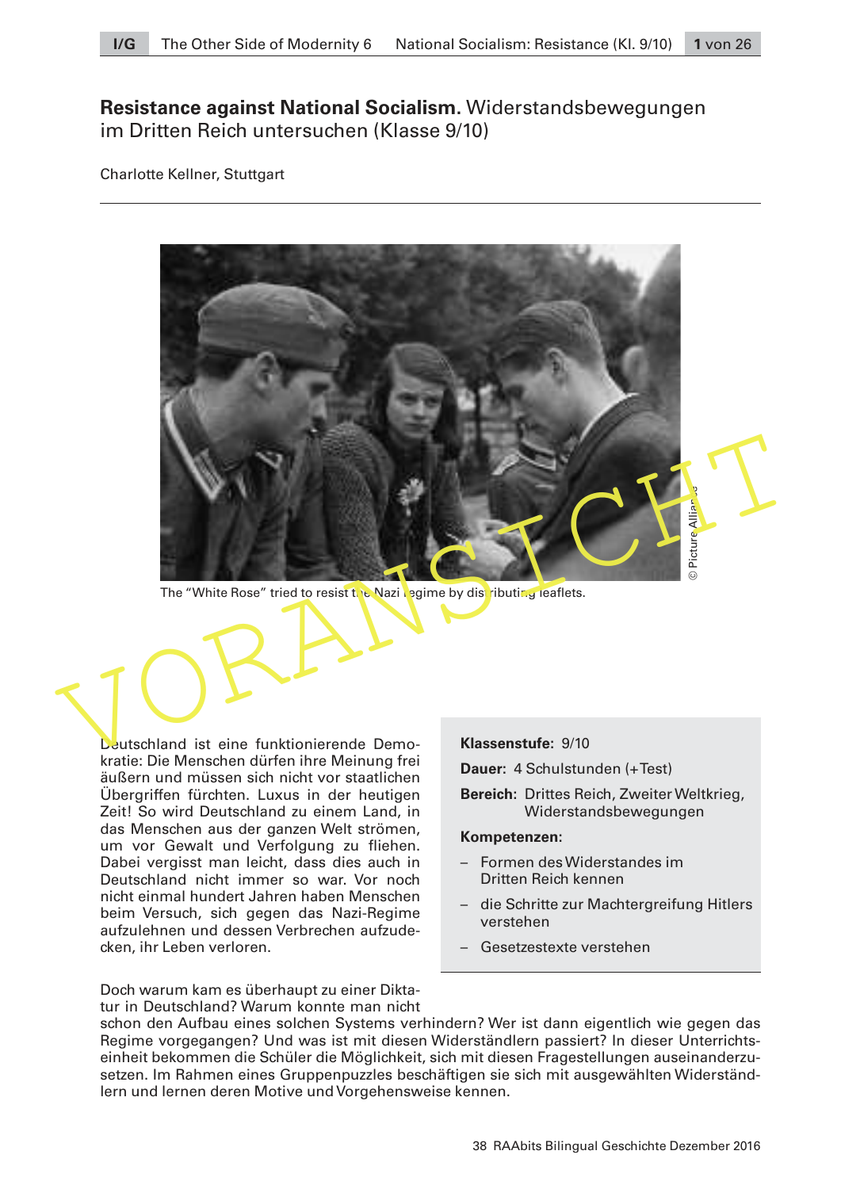# **Resistance against National Socialism.** Widerstandsbewegungen im Dritten Reich untersuchen (Klasse 9/10)

Charlotte Kellner, Stuttgart

The "White Rose" tried to resist the Nazi regime by distributing leaflets.

© Picture Alliance

Deutschland ist eine funktionierende Demokratie: Die Menschen dürfen ihre Meinung frei äußern und müssen sich nicht vor staatlichen Übergriffen fürchten. Luxus in der heutigen Zeit! So wird Deutschland zu einem Land, in das Menschen aus der ganzen Welt strömen, um vor Gewalt und Verfolgung zu fliehen. Dabei vergisst man leicht, dass dies auch in Deutschland nicht immer so war. Vor noch nicht einmal hundert Jahren haben Menschen beim Versuch, sich gegen das Nazi-Regime aufzulehnen und dessen Verbrechen aufzudecken, ihr Leben verloren.

Doch warum kam es überhaupt zu einer Diktatur in Deutschland? Warum konnte man nicht schon den Aufbau eines solchen Systems verhindern? Wer ist dann eigentlich wie gegen das Regime vorgegangen? Und was ist mit diesen Widerständlern passiert? In dieser Unterrichtseinheit bekommen die Schüler die Möglichkeit, sich mit diesen Fragestellungen auseinanderzusetzen. Im Rahmen eines Gruppenpuzzles beschäftigen sie sich mit ausgewählten Widerständlern und lernen deren Motive und Vorgehensweise kennen.

**Klassenstufe:** 9/10

**Dauer:** 4 Schulstunden (+ Test)

**Bereich:** Drittes Reich, Zweiter Weltkrieg, Widerstandsbewegungen

**Kompetenzen:**

- Formen des Widerstandes im Dritten Reich kennen
- die Schritte zur Machtergreifung Hitlers verstehen
- Gesetzestexte verstehen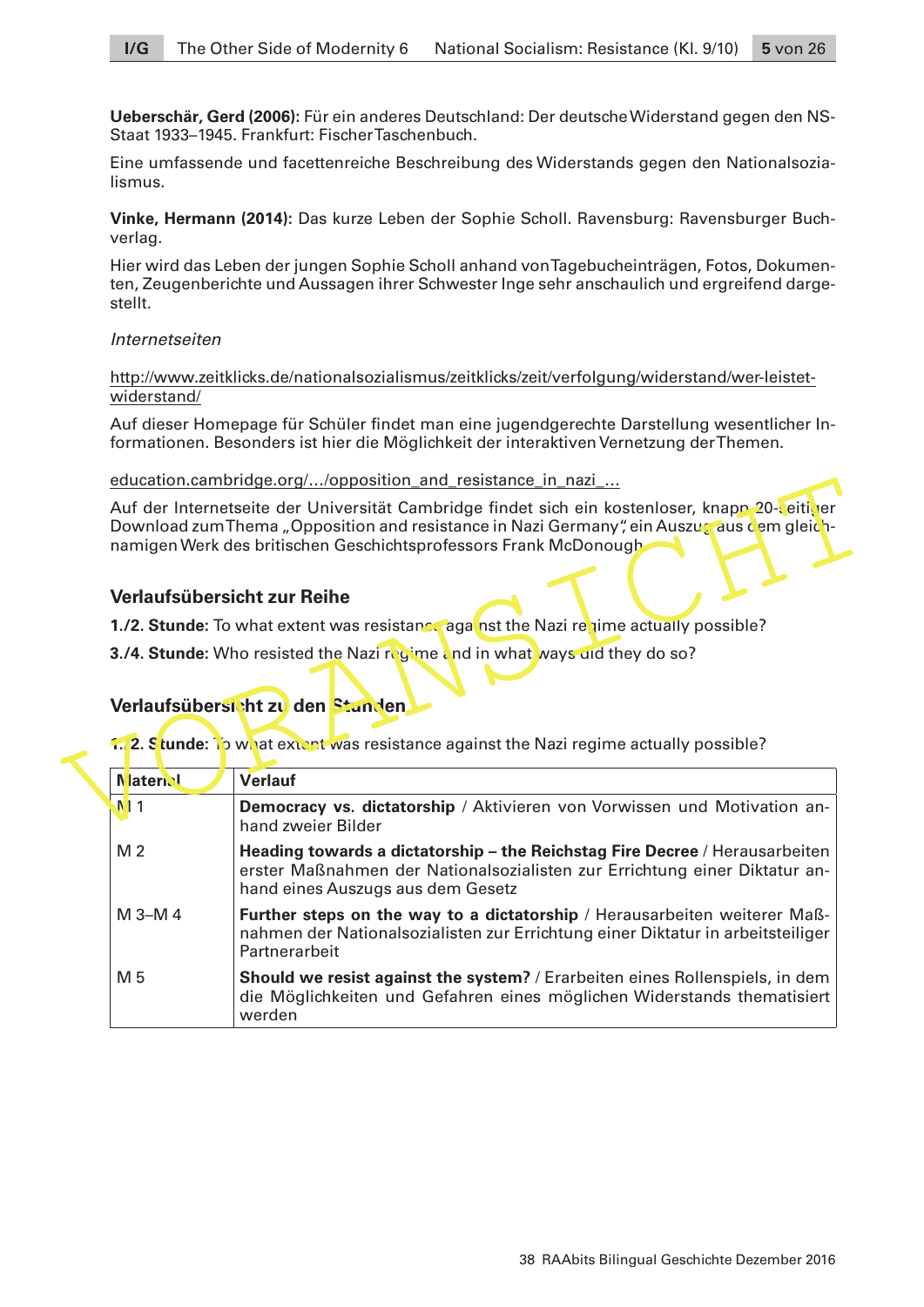**Ueberschär, Gerd (2006):** Für ein anderes Deutschland: Der deutsche Widerstand gegen den NS-Staat 1933–1945. Frankfurt: Fischer Taschenbuch.

Eine umfassende und facettenreiche Beschreibung des Widerstands gegen den Nationalsozialismus.

**Vinke, Hermann (2014):** Das kurze Leben der Sophie Scholl. Ravensburg: Ravensburger Buchverlag.

Hier wird das Leben der jungen Sophie Scholl anhand von Tagebucheinträgen, Fotos, Dokumenten, Zeugenberichte und Aussagen ihrer Schwester Inge sehr anschaulich und ergreifend dargestellt.

*Internetseiten*

http://www.zeitklicks.de/nationalsozialismus/zeitklicks/zeit/verfolgung/widerstand/wer-leistet-widerstand/

Auf dieser Homepage für Schüler findet man eine jugendgerechte Darstellung wesentlicher Informationen. Besonders ist hier die Möglichkeit der interaktiven Vernetzung der Themen.

education.cambridge.org/.../opposition_and_resistance_in_nazi_...

Auf der Internetseite der Universität Cambridge findet sich ein kostenloser, knapp 20-seitiger Download zum Thema „Opposition and resistance in Nazi Germany", ein Auszug aus dem gleichnamigen Werk des britischen Geschichtsprofessors Frank McDonough.

## Verlaufsübersicht zur Reihe

**1./2. Stunde:** To what extent was resistance against the Nazi regime actually possible?

**3./4. Stunde:** Who resisted the Nazi regime and in what ways did they do so?

## Verlaufsübersicht zu den Stunden

**1./2. Stunde:** To what extent was resistance against the Nazi regime actually possible?

| Material | Verlauf |
|---|---|
| M 1 | **Democracy vs. dictatorship** / Aktivieren von Vorwissen und Motivation anhand zweier Bilder |
| M 2 | **Heading towards a dictatorship – the Reichstag Fire Decree** / Herausarbeiten erster Maßnahmen der Nationalsozialisten zur Errichtung einer Diktatur anhand eines Auszugs aus dem Gesetz |
| M 3–M 4 | **Further steps on the way to a dictatorship** / Herausarbeiten weiterer Maßnahmen der Nationalsozialisten zur Errichtung einer Diktatur in arbeitsteiliger Partnerarbeit |
| M 5 | **Should we resist against the system?** / Erarbeiten eines Rollenspiels, in dem die Möglichkeiten und Gefahren eines möglichen Widerstands thematisiert werden |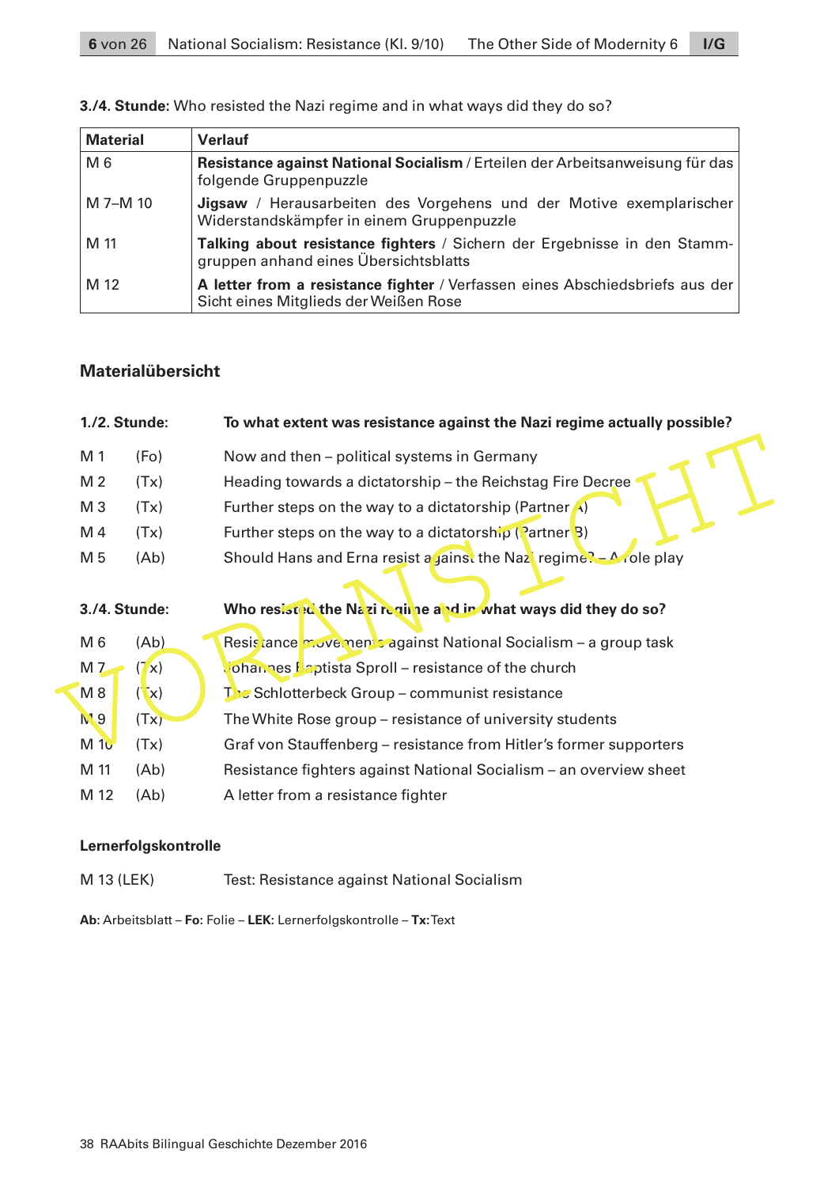**3./4. Stunde:** Who resisted the Nazi regime and in what ways did they do so?

| Material | Verlauf |
|---|---|
| M 6 | **Resistance against National Socialism** / Erteilen der Arbeitsanweisung für das folgende Gruppenpuzzle |
| M 7–M 10 | **Jigsaw** / Herausarbeiten des Vorgehens und der Motive exemplarischer Widerstandskämpfer in einem Gruppenpuzzle |
| M 11 | **Talking about resistance fighters** / Sichern der Ergebnisse in den Stammgruppen anhand eines Übersichtsblatts |
| M 12 | **A letter from a resistance fighter** / Verfassen eines Abschiedsbriefs aus der Sicht eines Mitglieds der Weißen Rose |

## Materialübersicht

**1./2. Stunde:** **To what extent was resistance against the Nazi regime actually possible?**

| | | |
|---|---|---|
| M 1 | (Fo) | Now and then – political systems in Germany |
| M 2 | (Tx) | Heading towards a dictatorship – the Reichstag Fire Decree |
| M 3 | (Tx) | Further steps on the way to a dictatorship (Partner A) |
| M 4 | (Tx) | Further steps on the way to a dictatorship (Partner B) |
| M 5 | (Ab) | Should Hans and Erna resist against the Nazi regime? – A role play |

**3./4. Stunde:** **Who resisted the Nazi regime and in what ways did they do so?**

| | | |
|---|---|---|
| M 6 | (Ab) | Resistance movements against National Socialism – a group task |
| M 7 | (Tx) | Johannes Baptista Sproll – resistance of the church |
| M 8 | (Tx) | The Schlotterbeck Group – communist resistance |
| M 9 | (Tx) | The White Rose group – resistance of university students |
| M 10 | (Tx) | Graf von Stauffenberg – resistance from Hitler's former supporters |
| M 11 | (Ab) | Resistance fighters against National Socialism – an overview sheet |
| M 12 | (Ab) | A letter from a resistance fighter |

**Lernerfolgskontrolle**

M 13 (LEK) Test: Resistance against National Socialism

**Ab:** Arbeitsblatt – **Fo:** Folie – **LEK:** Lernerfolgskontrolle – **Tx:** Text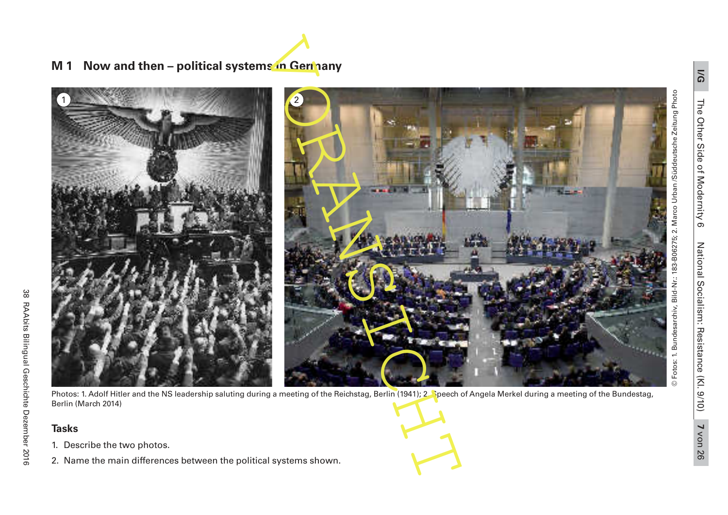## M 1 Now and then – political systems in Germany

Photos: 1. Adolf Hitler and the NS leadership saluting during a meeting of the Reichstag, Berlin (1941); 2. Speech of Angela Merkel during a meeting of the Bundestag, Berlin (March 2014)

© Fotos: 1. Bundesarchiv, Bild-Nr.: 183-B06275; 2. Marco Urban /Süddeutsche Zeitung Photo

### Tasks

1. Describe the two photos.
2. Name the main differences between the political systems shown.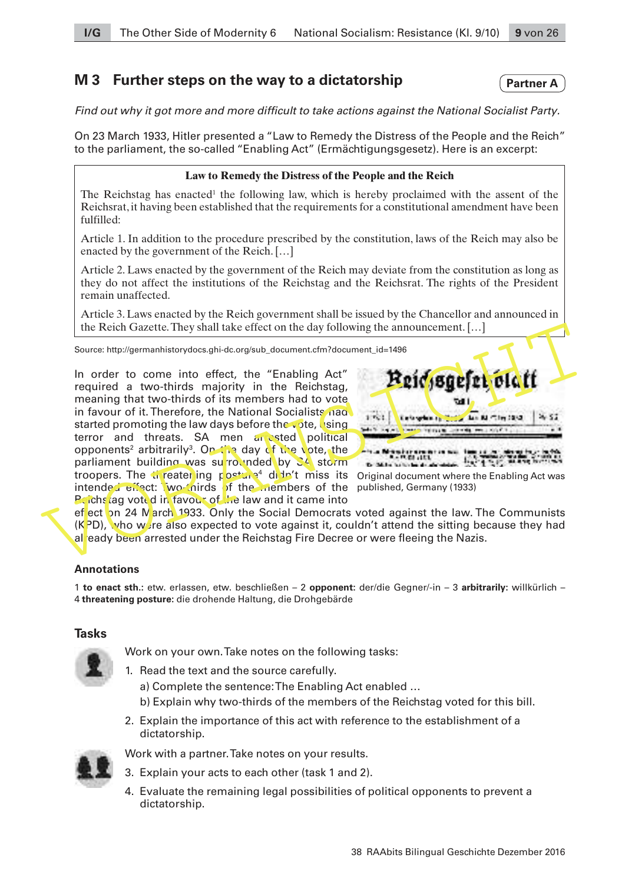## M 3 Further steps on the way to a dictatorship

**Partner A**

*Find out why it got more and more difficult to take actions against the National Socialist Party.*

On 23 March 1933, Hitler presented a "Law to Remedy the Distress of the People and the Reich" to the parliament, the so-called "Enabling Act" (Ermächtigungsgesetz). Here is an excerpt:

> **Law to Remedy the Distress of the People and the Reich**
>
> The Reichstag has enacted[1] the following law, which is hereby proclaimed with the assent of the Reichsrat, it having been established that the requirements for a constitutional amendment have been fulfilled:
>
> Article 1. In addition to the procedure prescribed by the constitution, laws of the Reich may also be enacted by the government of the Reich. […]
>
> Article 2. Laws enacted by the government of the Reich may deviate from the constitution as long as they do not affect the institutions of the Reichstag and the Reichsrat. The rights of the President remain unaffected.
>
> Article 3. Laws enacted by the Reich government shall be issued by the Chancellor and announced in the Reich Gazette. They shall take effect on the day following the announcement. […]

Source: http://germanhistorydocs.ghi-dc.org/sub_document.cfm?document_id=1496

In order to come into effect, the "Enabling Act" required a two-thirds majority in the Reichstag, meaning that two-thirds of its members had to vote in favour of it. Therefore, the National Socialists had started promoting the law days before the vote, using terror and threats. SA men arrested political opponents[2] arbitrarily[3]. On the day of the vote, the parliament building was surrounded by SA storm troopers. The threatening posture[4] didn't miss its intended effect: two-thirds of the members of the Reichstag voted in favour of the law and it came into effect on 24 March 1933. Only the Social Democrats voted against the law. The Communists (KPD), who were also expected to vote against it, couldn't attend the sitting because they had already been arrested under the Reichstag Fire Decree or were fleeing the Nazis.

Original document where the Enabling Act was published, Germany (1933)

### Annotations

1 **to enact sth.**: etw. erlassen, etw. beschließen – 2 **opponent**: der/die Gegner/-in – 3 **arbitrarily:** willkürlich – 4 **threatening posture:** die drohende Haltung, die Drohgebärde

### Tasks

Work on your own. Take notes on the following tasks:

1. Read the text and the source carefully.
   a) Complete the sentence: The Enabling Act enabled …
   b) Explain why two-thirds of the members of the Reichstag voted for this bill.
2. Explain the importance of this act with reference to the establishment of a dictatorship.

Work with a partner. Take notes on your results.

3. Explain your acts to each other (task 1 and 2).
4. Evaluate the remaining legal possibilities of political opponents to prevent a dictatorship.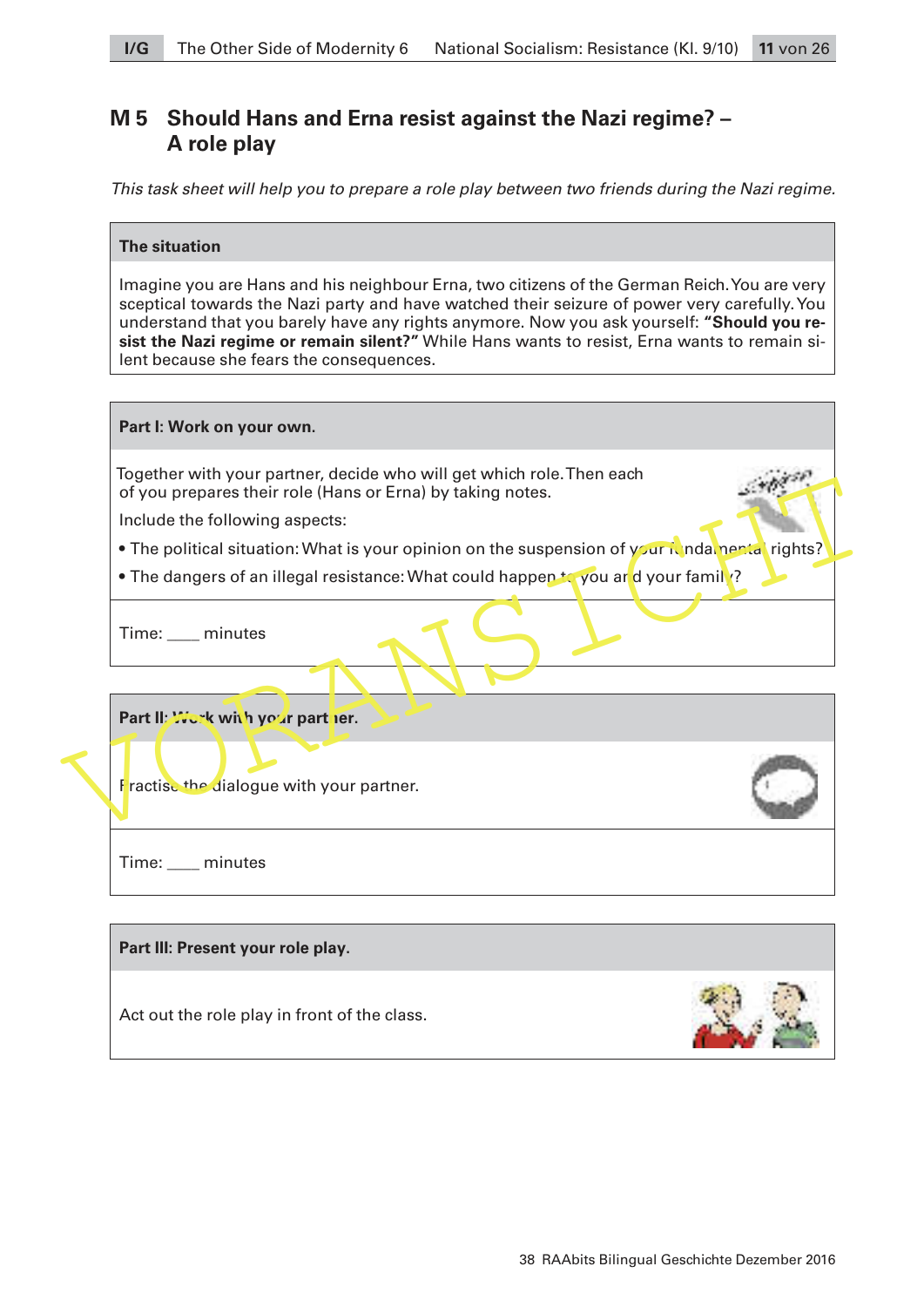## M 5 Should Hans and Erna resist against the Nazi regime? – A role play

*This task sheet will help you to prepare a role play between two friends during the Nazi regime.*

**The situation**

Imagine you are Hans and his neighbour Erna, two citizens of the German Reich. You are very sceptical towards the Nazi party and have watched their seizure of power very carefully. You understand that you barely have any rights anymore. Now you ask yourself: **"Should you resist the Nazi regime or remain silent?"** While Hans wants to resist, Erna wants to remain silent because she fears the consequences.

**Part I: Work on your own.**

Together with your partner, decide who will get which role. Then each of you prepares their role (Hans or Erna) by taking notes.

Include the following aspects:

- The political situation: What is your opinion on the suspension of your fundamental rights?
- The dangers of an illegal resistance: What could happen to you and your family?

Time: ____ minutes

**Part II: Work with your partner.**

Practise the dialogue with your partner.

Time: ____ minutes

**Part III: Present your role play.**

Act out the role play in front of the class.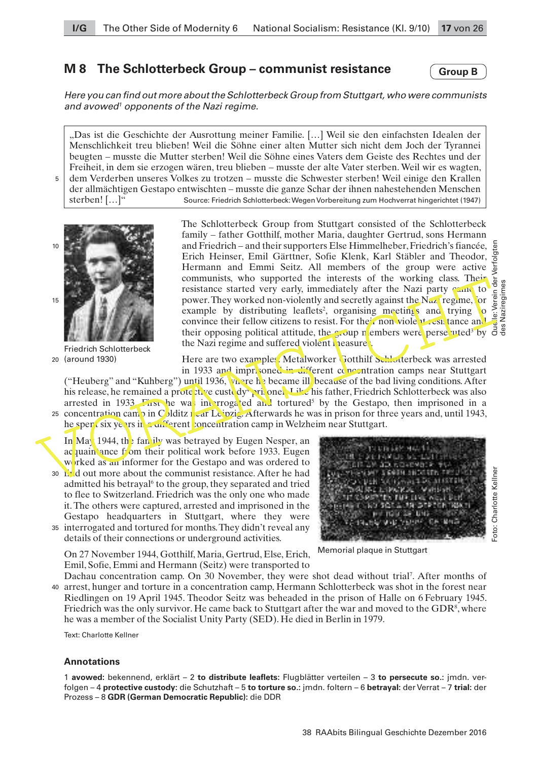## M 8 The Schlotterbeck Group – communist resistance

**Group B**

*Here you can find out more about the Schlotterbeck Group from Stuttgart, who were communists and avowed[1] opponents of the Nazi regime.*

> „Das ist die Geschichte der Ausrottung meiner Familie. […] Weil sie den einfachsten Idealen der Menschlichkeit treu blieben! Weil die Söhne einer alten Mutter sich nicht dem Joch der Tyrannei beugten – musste die Mutter sterben! Weil die Söhne eines Vaters dem Geiste des Rechtes und der Freiheit, in dem sie erzogen wären, treu blieben – musste der alte Vater sterben. Weil wir es wagten, dem Verderben unseres Volkes zu trotzen – musste die Schwester sterben! Weil einige den Krallen der allmächtigen Gestapo entwischten – musste die ganze Schar der ihnen nahestehenden Menschen sterben! […]"
>
> Source: Friedrich Schlotterbeck: Wegen Vorbereitung zum Hochverrat hingerichtet (1947)

Friedrich Schlotterbeck (around 1930)

Quelle: Verein der Verfolgten des Naziregimes

The Schlotterbeck Group from Stuttgart consisted of the Schlotterbeck family – father Gotthilf, mother Maria, daughter Gertrud, sons Hermann and Friedrich – and their supporters Else Himmelheber, Friedrich's fiancée, Erich Heinser, Emil Gärttner, Sofie Klenk, Karl Stäbler and Theodor, Hermann and Emmi Seitz. All members of the group were active communists, who supported the interests of the working class. Their resistance started very early, immediately after the Nazi party came to power. They worked non-violently and secretly against the Nazi regime, for example by distributing leaflets[2], organising meetings and trying to convince their fellow citizens to resist. For their non-violent resistance and their opposing political attitude, the group members were persecuted[3] by the Nazi regime and suffered violent measures.

Here are two examples: Metalworker Gotthilf Schlotterbeck was arrested in 1933 and imprisoned in different concentration camps near Stuttgart ("Heuberg" and "Kuhberg") until 1936, where he became ill because of the bad living conditions. After his release, he remained a protective custody[4] prisoner. Like his father, Friedrich Schlotterbeck was also arrested in 1933. First he was interrogated and tortured[5] by the Gestapo, then imprisoned in a concentration camp in Colditz near Leipzig. Afterwards he was in prison for three years and, until 1943, he spent six years in a different concentration camp in Welzheim near Stuttgart.

In May 1944, the family was betrayed by Eugen Nesper, an acquaintance from their political work before 1933. Eugen worked as an informer for the Gestapo and was ordered to find out more about the communist resistance. After he had admitted his betrayal[6] to the group, they separated and tried to flee to Switzerland. Friedrich was the only one who made it. The others were captured, arrested and imprisoned in the Gestapo headquarters in Stuttgart, where they were interrogated and tortured for months. They didn't reveal any details of their connections or underground activities.

Memorial plaque in Stuttgart

Foto: Charlotte Kellner

On 27 November 1944, Gotthilf, Maria, Gertrud, Else, Erich, Emil, Sofie, Emmi and Hermann (Seitz) were transported to Dachau concentration camp. On 30 November, they were shot dead without trial[7]. After months of arrest, hunger and torture in a concentration camp, Hermann Schlotterbeck was shot in the forest near Riedlingen on 19 April 1945. Theodor Seitz was beheaded in the prison of Halle on 6 February 1945. Friedrich was the only survivor. He came back to Stuttgart after the war and moved to the GDR[8], where he was a member of the Socialist Unity Party (SED). He died in Berlin in 1979.

Text: Charlotte Kellner

### Annotations

1 **avowed:** bekennend, erklärt – 2 **to distribute leaflets:** Flugblätter verteilen – 3 **to persecute so.:** jmdn. verfolgen – 4 **protective custody:** die Schutzhaft – 5 **to torture so.:** jmdn. foltern – 6 **betrayal:** der Verrat – 7 **trial:** der Prozess – 8 **GDR (German Democratic Republic):** die DDR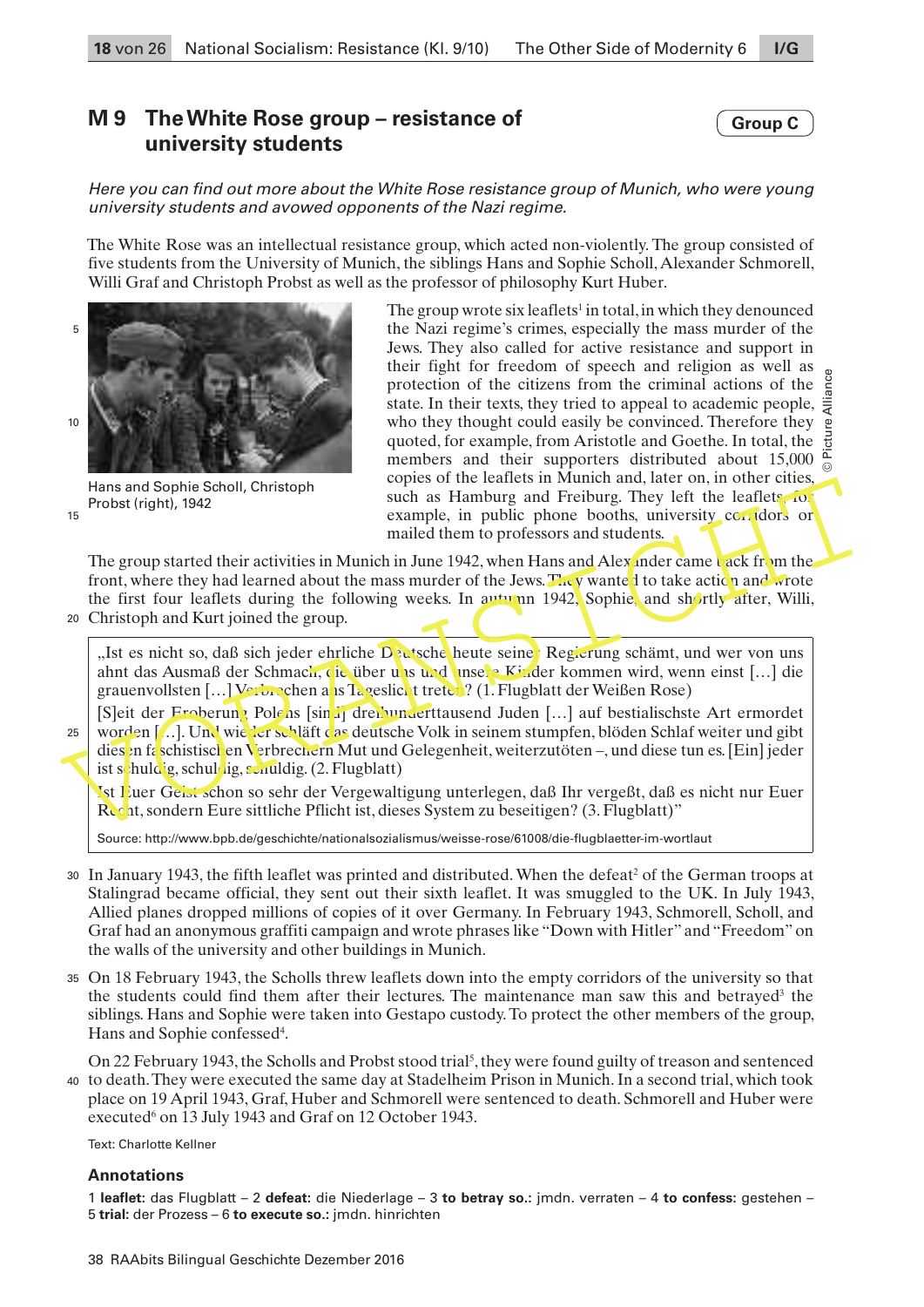## M 9 The White Rose group – resistance of university students

Group C

*Here you can find out more about the White Rose resistance group of Munich, who were young university students and avowed opponents of the Nazi regime.*

The White Rose was an intellectual resistance group, which acted non-violently. The group consisted of five students from the University of Munich, the siblings Hans and Sophie Scholl, Alexander Schmorell, Willi Graf and Christoph Probst as well as the professor of philosophy Kurt Huber.

Hans and Sophie Scholl, Christoph Probst (right), 1942

© Picture Alliance

The group wrote six leaflets[1] in total, in which they denounced the Nazi regime's crimes, especially the mass murder of the Jews. They also called for active resistance and support in their fight for freedom of speech and religion as well as protection of the citizens from the criminal actions of the state. In their texts, they tried to appeal to academic people, who they thought could easily be convinced. Therefore they quoted, for example, from Aristotle and Goethe. In total, the members and their supporters distributed about 15,000 copies of the leaflets in Munich and, later on, in other cities, such as Hamburg and Freiburg. They left the leaflets, for example, in public phone booths, university corridors or mailed them to professors and students.

The group started their activities in Munich in June 1942, when Hans and Alexander came back from the front, where they had learned about the mass murder of the Jews. They wanted to take action and wrote the first four leaflets during the following weeks. In autumn 1942, Sophie, and shortly after, Willi, Christoph and Kurt joined the group.

> „Ist es nicht so, daß sich jeder ehrliche Deutsche heute seiner Regierung schämt, und wer von uns ahnt das Ausmaß der Schmach, die über uns und unsere Kinder kommen wird, wenn einst […] die grauenvollsten […] Verbrechen ans Tageslicht treten? (1. Flugblatt der Weißen Rose)
>
> [S]eit der Eroberung Polens [sind] dreihunderttausend Juden […] auf bestialischste Art ermordet worden […]. Und wieder schläft das deutsche Volk in seinem stumpfen, blöden Schlaf weiter und gibt diesen faschistischen Verbrechern Mut und Gelegenheit, weiterzutöten – und diese tun es. [Ein] jeder ist schuldig, schuldig, schuldig. (2. Flugblatt)
>
> Ist Euer Geist schon so sehr der Vergewaltigung unterlegen, daß Ihr vergeßt, daß es nicht nur Euer Recht, sondern Eure sittliche Pflicht ist, dieses System zu beseitigen? (3. Flugblatt)"
>
> Source: http://www.bpb.de/geschichte/nationalsozialismus/weisse-rose/61008/die-flugblaetter-im-wortlaut

In January 1943, the fifth leaflet was printed and distributed. When the defeat[2] of the German troops at Stalingrad became official, they sent out their sixth leaflet. It was smuggled to the UK. In July 1943, Allied planes dropped millions of copies of it over Germany. In February 1943, Schmorell, Scholl, and Graf had an anonymous graffiti campaign and wrote phrases like "Down with Hitler" and "Freedom" on the walls of the university and other buildings in Munich.

On 18 February 1943, the Scholls threw leaflets down into the empty corridors of the university so that the students could find them after their lectures. The maintenance man saw this and betrayed[3] the siblings. Hans and Sophie were taken into Gestapo custody. To protect the other members of the group, Hans and Sophie confessed[4].

On 22 February 1943, the Scholls and Probst stood trial[5], they were found guilty of treason and sentenced to death. They were executed the same day at Stadelheim Prison in Munich. In a second trial, which took place on 19 April 1943, Graf, Huber and Schmorell were sentenced to death. Schmorell and Huber were executed[6] on 13 July 1943 and Graf on 12 October 1943.

Text: Charlotte Kellner

### Annotations

1 **leaflet:** das Flugblatt – 2 **defeat:** die Niederlage – 3 **to betray so.:** jmdn. verraten – 4 **to confess:** gestehen – 5 **trial:** der Prozess – 6 **to execute so.:** jmdn. hinrichten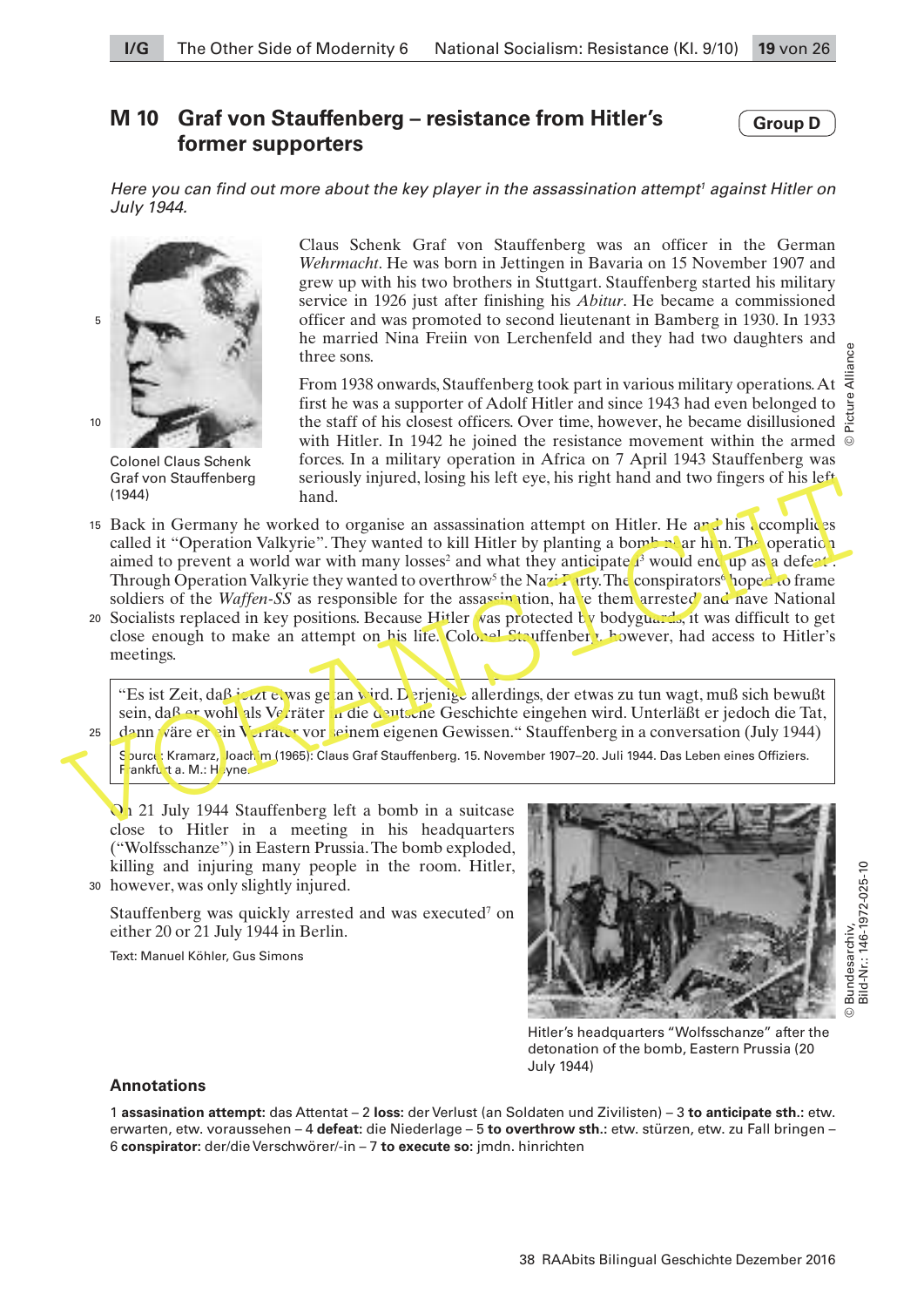## M 10 Graf von Stauffenberg – resistance from Hitler's former supporters

**Group D**

*Here you can find out more about the key player in the assassination attempt[1] against Hitler on July 1944.*

Colonel Claus Schenk Graf von Stauffenberg (1944)

© Picture Alliance

Claus Schenk Graf von Stauffenberg was an officer in the German *Wehrmacht*. He was born in Jettingen in Bavaria on 15 November 1907 and grew up with his two brothers in Stuttgart. Stauffenberg started his military service in 1926 just after finishing his *Abitur*. He became a commissioned officer and was promoted to second lieutenant in Bamberg in 1930. In 1933 he married Nina Freiin von Lerchenfeld and they had two daughters and three sons.

From 1938 onwards, Stauffenberg took part in various military operations. At first he was a supporter of Adolf Hitler and since 1943 had even belonged to the staff of his closest officers. Over time, however, he became disillusioned with Hitler. In 1942 he joined the resistance movement within the armed forces. In a military operation in Africa on 7 April 1943 Stauffenberg was seriously injured, losing his left eye, his right hand and two fingers of his left hand.

Back in Germany he worked to organise an assassination attempt on Hitler. He and his accomplices called it "Operation Valkyrie". They wanted to kill Hitler by planting a bomb near him. The operation aimed to prevent a world war with many losses[2] and what they anticipated[3] would end up as a defeat[4]. Through Operation Valkyrie they wanted to overthrow[5] the Nazi Party. The conspirators[6] hoped to frame soldiers of the *Waffen-SS* as responsible for the assassination, have them arrested and have National Socialists replaced in key positions. Because Hitler was protected by bodyguards, it was difficult to get close enough to make an attempt on his life. Colonel Stauffenberg, however, had access to Hitler's meetings.

> "Es ist Zeit, daß jetzt etwas getan wird. Derjenige allerdings, der etwas zu tun wagt, muß sich bewußt sein, daß er wohl als Verräter in die deutsche Geschichte eingehen wird. Unterläßt er jedoch die Tat, dann wäre er ein Verräter vor seinem eigenen Gewissen." Stauffenberg in a conversation (July 1944)
>
> Source: Kramarz, Joachim (1965): Claus Graf Stauffenberg. 15. November 1907–20. Juli 1944. Das Leben eines Offiziers. Frankfurt a. M.: Heyne.

On 21 July 1944 Stauffenberg left a bomb in a suitcase close to Hitler in a meeting in his headquarters ("Wolfsschanze") in Eastern Prussia. The bomb exploded, killing and injuring many people in the room. Hitler, however, was only slightly injured.

Stauffenberg was quickly arrested and was executed[7] on either 20 or 21 July 1944 in Berlin.

Text: Manuel Köhler, Gus Simons

Hitler's headquarters "Wolfsschanze" after the detonation of the bomb, Eastern Prussia (20 July 1944)

© Bundesarchiv, Bild-Nr.: 146-1972-025-10

### Annotations

1 **assasination attempt:** das Attentat – 2 **loss:** der Verlust (an Soldaten und Zivilisten) – 3 **to anticipate sth.:** etw. erwarten, etw. voraussehen – 4 **defeat:** die Niederlage – 5 **to overthrow sth.:** etw. stürzen, etw. zu Fall bringen – 6 **conspirator:** der/die Verschwörer/-in – 7 **to execute so:** jmdn. hinrichten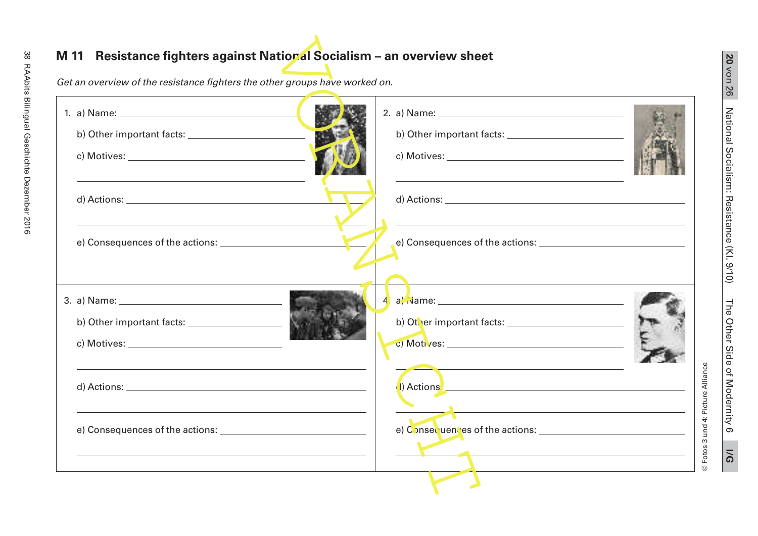## M 11 Resistance fighters against National Socialism – an overview sheet

*Get an overview of the resistance fighters the other groups have worked on.*

1. a) Name: ______________________________

   b) Other important facts: ______________________________

   c) Motives: ______________________________

   ______________________________

   d) Actions: ______________________________

   ______________________________

   e) Consequences of the actions: ______________________________

   ______________________________

2. a) Name: ______________________________

   b) Other important facts: ______________________________

   c) Motives: ______________________________

   ______________________________

   d) Actions: ______________________________

   ______________________________

   e) Consequences of the actions: ______________________________

   ______________________________

3. a) Name: ______________________________

   b) Other important facts: ______________________________

   c) Motives: ______________________________

   ______________________________

   d) Actions: ______________________________

   ______________________________

   e) Consequences of the actions: ______________________________

   ______________________________

4. a) Name: ______________________________

   b) Other important facts: ______________________________

   c) Motives: ______________________________

   ______________________________

   d) Actions: ______________________________

   ______________________________

   e) Consequences of the actions: ______________________________

   ______________________________

© Fotos 3 und 4: Picture Alliance